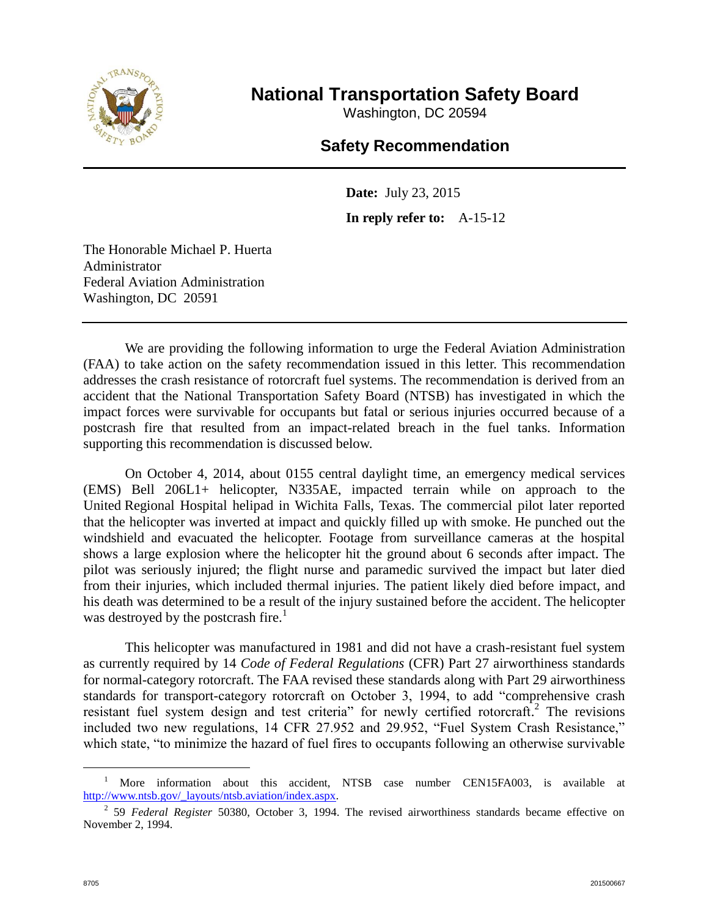# National Transportation Safety Board

Washington, DC 20594

## Safety Recommendation

**Date:** July 23, 2015

**In reply refer to:** A-15-12

The Honorable Michael P. Huerta
Administrator
Federal Aviation Administration
Washington, DC 20591

---

We are providing the following information to urge the Federal Aviation Administration (FAA) to take action on the safety recommendation issued in this letter. This recommendation addresses the crash resistance of rotorcraft fuel systems. The recommendation is derived from an accident that the National Transportation Safety Board (NTSB) has investigated in which the impact forces were survivable for occupants but fatal or serious injuries occurred because of a postcrash fire that resulted from an impact-related breach in the fuel tanks. Information supporting this recommendation is discussed below.

On October 4, 2014, about 0155 central daylight time, an emergency medical services (EMS) Bell 206L1+ helicopter, N335AE, impacted terrain while on approach to the United Regional Hospital helipad in Wichita Falls, Texas. The commercial pilot later reported that the helicopter was inverted at impact and quickly filled up with smoke. He punched out the windshield and evacuated the helicopter. Footage from surveillance cameras at the hospital shows a large explosion where the helicopter hit the ground about 6 seconds after impact. The pilot was seriously injured; the flight nurse and paramedic survived the impact but later died from their injuries, which included thermal injuries. The patient likely died before impact, and his death was determined to be a result of the injury sustained before the accident. The helicopter was destroyed by the postcrash fire.[1]

This helicopter was manufactured in 1981 and did not have a crash-resistant fuel system as currently required by 14 *Code of Federal Regulations* (CFR) Part 27 airworthiness standards for normal-category rotorcraft. The FAA revised these standards along with Part 29 airworthiness standards for transport-category rotorcraft on October 3, 1994, to add "comprehensive crash resistant fuel system design and test criteria" for newly certified rotorcraft.[2] The revisions included two new regulations, 14 CFR 27.952 and 29.952, "Fuel System Crash Resistance," which state, "to minimize the hazard of fuel fires to occupants following an otherwise survivable

---

[1] More information about this accident, NTSB case number CEN15FA003, is available at http://www.ntsb.gov/_layouts/ntsb.aviation/index.aspx.

[2] 59 *Federal Register* 50380, October 3, 1994. The revised airworthiness standards became effective on November 2, 1994.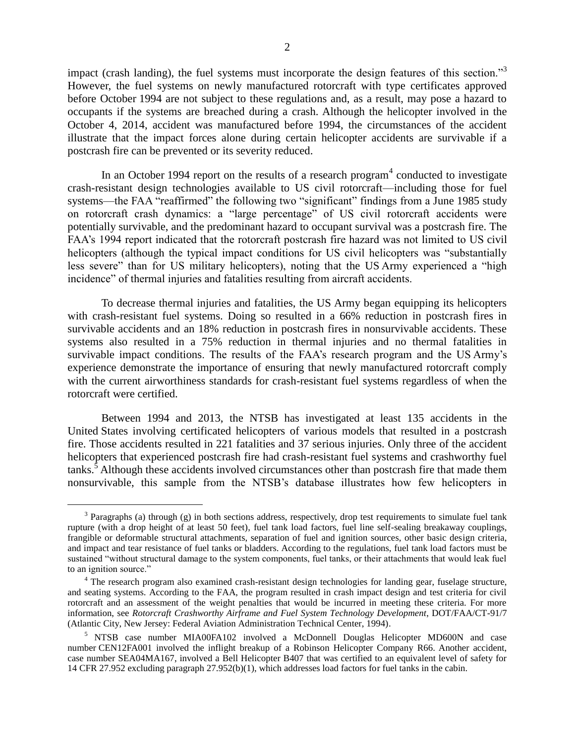impact (crash landing), the fuel systems must incorporate the design features of this section."[3] However, the fuel systems on newly manufactured rotorcraft with type certificates approved before October 1994 are not subject to these regulations and, as a result, may pose a hazard to occupants if the systems are breached during a crash. Although the helicopter involved in the October 4, 2014, accident was manufactured before 1994, the circumstances of the accident illustrate that the impact forces alone during certain helicopter accidents are survivable if a postcrash fire can be prevented or its severity reduced.

In an October 1994 report on the results of a research program[4] conducted to investigate crash-resistant design technologies available to US civil rotorcraft—including those for fuel systems—the FAA "reaffirmed" the following two "significant" findings from a June 1985 study on rotorcraft crash dynamics: a "large percentage" of US civil rotorcraft accidents were potentially survivable, and the predominant hazard to occupant survival was a postcrash fire. The FAA's 1994 report indicated that the rotorcraft postcrash fire hazard was not limited to US civil helicopters (although the typical impact conditions for US civil helicopters was "substantially less severe" than for US military helicopters), noting that the US Army experienced a "high incidence" of thermal injuries and fatalities resulting from aircraft accidents.

To decrease thermal injuries and fatalities, the US Army began equipping its helicopters with crash-resistant fuel systems. Doing so resulted in a 66% reduction in postcrash fires in survivable accidents and an 18% reduction in postcrash fires in nonsurvivable accidents. These systems also resulted in a 75% reduction in thermal injuries and no thermal fatalities in survivable impact conditions. The results of the FAA's research program and the US Army's experience demonstrate the importance of ensuring that newly manufactured rotorcraft comply with the current airworthiness standards for crash-resistant fuel systems regardless of when the rotorcraft were certified.

Between 1994 and 2013, the NTSB has investigated at least 135 accidents in the United States involving certificated helicopters of various models that resulted in a postcrash fire. Those accidents resulted in 221 fatalities and 37 serious injuries. Only three of the accident helicopters that experienced postcrash fire had crash-resistant fuel systems and crashworthy fuel tanks.[5] Although these accidents involved circumstances other than postcrash fire that made them nonsurvivable, this sample from the NTSB's database illustrates how few helicopters in

---

[3] Paragraphs (a) through (g) in both sections address, respectively, drop test requirements to simulate fuel tank rupture (with a drop height of at least 50 feet), fuel tank load factors, fuel line self-sealing breakaway couplings, frangible or deformable structural attachments, separation of fuel and ignition sources, other basic design criteria, and impact and tear resistance of fuel tanks or bladders. According to the regulations, fuel tank load factors must be sustained "without structural damage to the system components, fuel tanks, or their attachments that would leak fuel to an ignition source."

[4] The research program also examined crash-resistant design technologies for landing gear, fuselage structure, and seating systems. According to the FAA, the program resulted in crash impact design and test criteria for civil rotorcraft and an assessment of the weight penalties that would be incurred in meeting these criteria. For more information, see *Rotorcraft Crashworthy Airframe and Fuel System Technology Development*, DOT/FAA/CT-91/7 (Atlantic City, New Jersey: Federal Aviation Administration Technical Center, 1994).

[5] NTSB case number MIA00FA102 involved a McDonnell Douglas Helicopter MD600N and case number CEN12FA001 involved the inflight breakup of a Robinson Helicopter Company R66. Another accident, case number SEA04MA167, involved a Bell Helicopter B407 that was certified to an equivalent level of safety for 14 CFR 27.952 excluding paragraph 27.952(b)(1), which addresses load factors for fuel tanks in the cabin.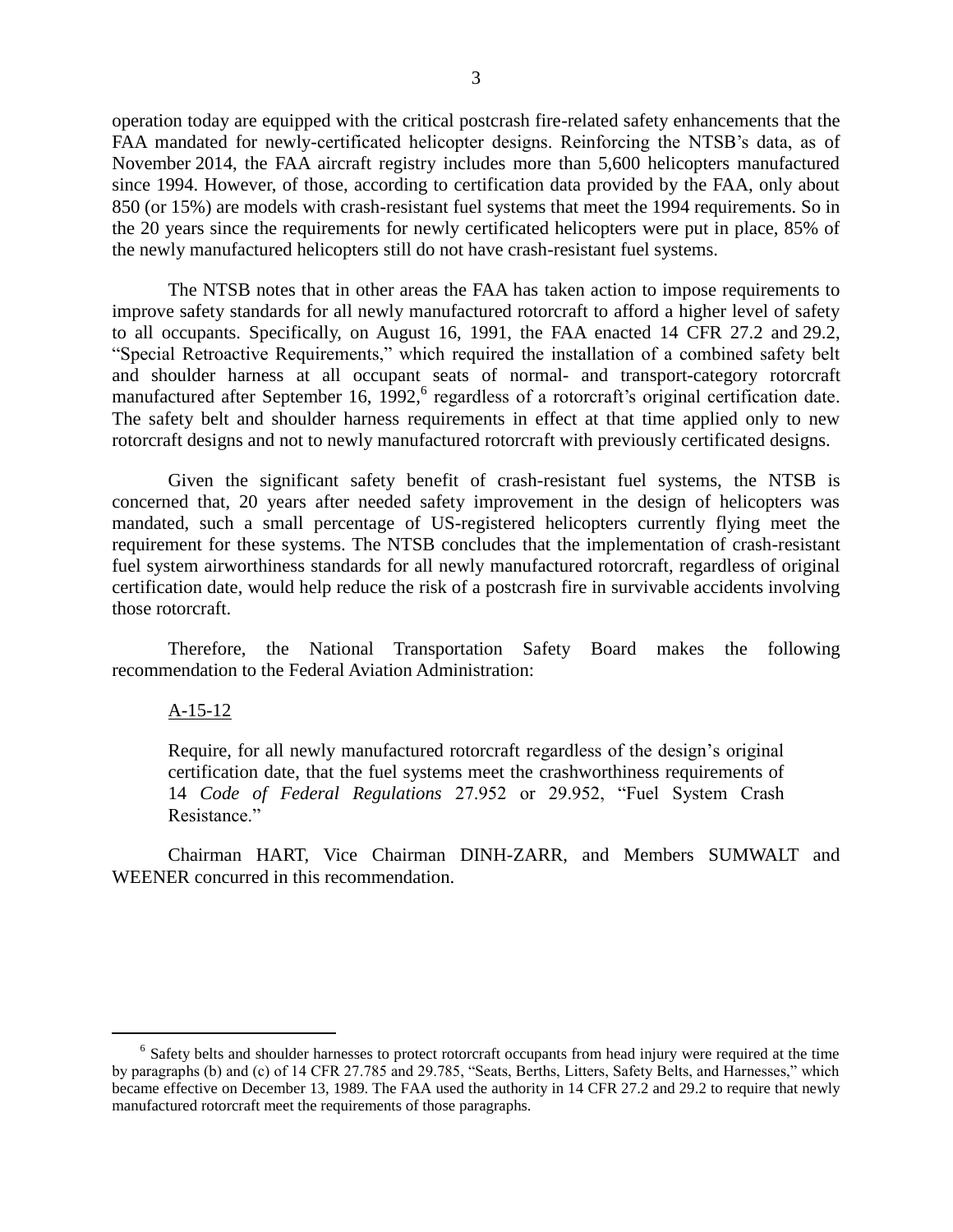operation today are equipped with the critical postcrash fire-related safety enhancements that the FAA mandated for newly-certificated helicopter designs. Reinforcing the NTSB's data, as of November 2014, the FAA aircraft registry includes more than 5,600 helicopters manufactured since 1994. However, of those, according to certification data provided by the FAA, only about 850 (or 15%) are models with crash-resistant fuel systems that meet the 1994 requirements. So in the 20 years since the requirements for newly certificated helicopters were put in place, 85% of the newly manufactured helicopters still do not have crash-resistant fuel systems.

The NTSB notes that in other areas the FAA has taken action to impose requirements to improve safety standards for all newly manufactured rotorcraft to afford a higher level of safety to all occupants. Specifically, on August 16, 1991, the FAA enacted 14 CFR 27.2 and 29.2, "Special Retroactive Requirements," which required the installation of a combined safety belt and shoulder harness at all occupant seats of normal- and transport-category rotorcraft manufactured after September 16, 1992,[6] regardless of a rotorcraft's original certification date. The safety belt and shoulder harness requirements in effect at that time applied only to new rotorcraft designs and not to newly manufactured rotorcraft with previously certificated designs.

Given the significant safety benefit of crash-resistant fuel systems, the NTSB is concerned that, 20 years after needed safety improvement in the design of helicopters was mandated, such a small percentage of US-registered helicopters currently flying meet the requirement for these systems. The NTSB concludes that the implementation of crash-resistant fuel system airworthiness standards for all newly manufactured rotorcraft, regardless of original certification date, would help reduce the risk of a postcrash fire in survivable accidents involving those rotorcraft.

Therefore, the National Transportation Safety Board makes the following recommendation to the Federal Aviation Administration:

A-15-12

> Require, for all newly manufactured rotorcraft regardless of the design's original certification date, that the fuel systems meet the crashworthiness requirements of 14 *Code of Federal Regulations* 27.952 or 29.952, "Fuel System Crash Resistance."

Chairman HART, Vice Chairman DINH-ZARR, and Members SUMWALT and WEENER concurred in this recommendation.

---

[6] Safety belts and shoulder harnesses to protect rotorcraft occupants from head injury were required at the time by paragraphs (b) and (c) of 14 CFR 27.785 and 29.785, "Seats, Berths, Litters, Safety Belts, and Harnesses," which became effective on December 13, 1989. The FAA used the authority in 14 CFR 27.2 and 29.2 to require that newly manufactured rotorcraft meet the requirements of those paragraphs.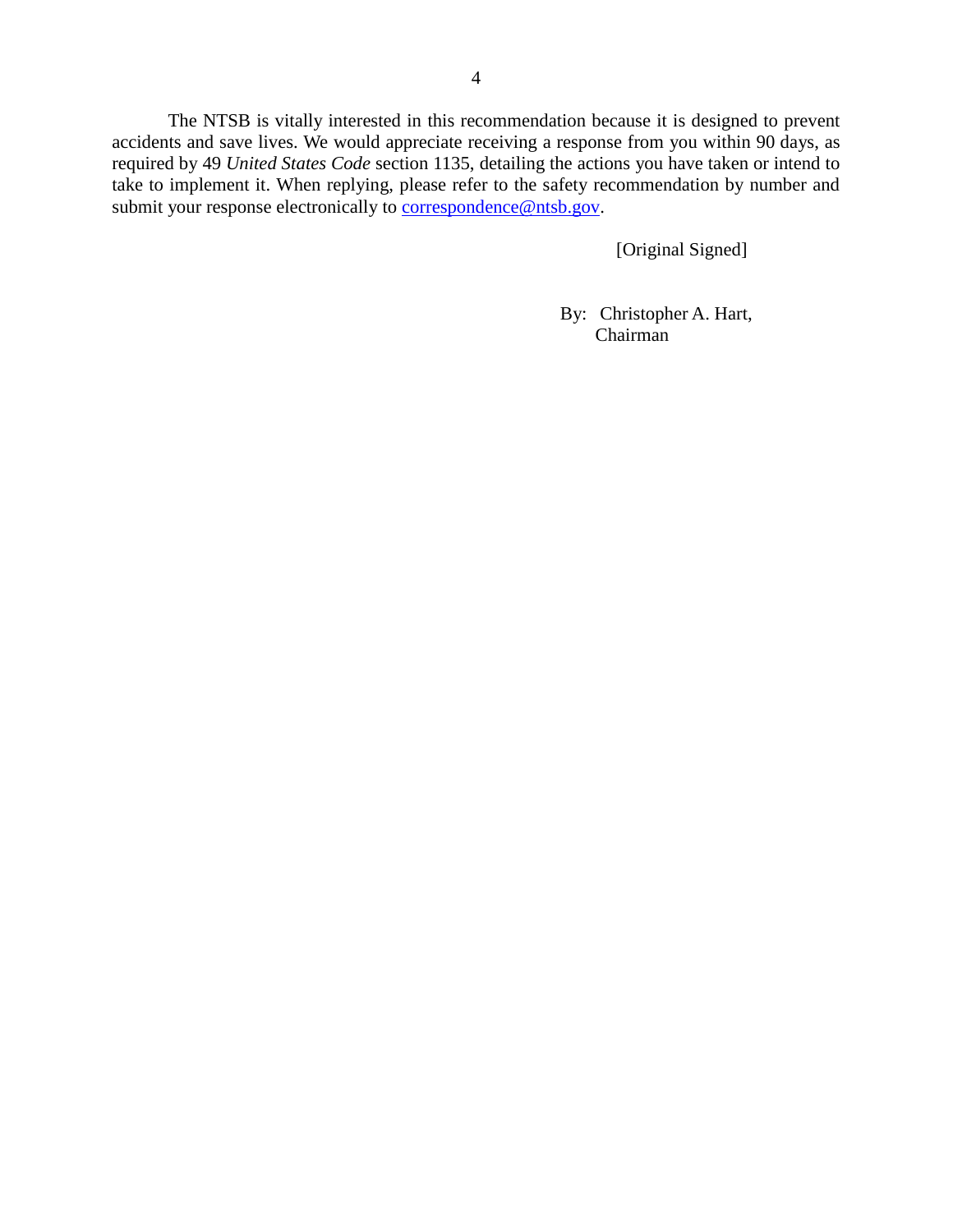The NTSB is vitally interested in this recommendation because it is designed to prevent accidents and save lives. We would appreciate receiving a response from you within 90 days, as required by 49 *United States Code* section 1135, detailing the actions you have taken or intend to take to implement it. When replying, please refer to the safety recommendation by number and submit your response electronically to correspondence@ntsb.gov.

[Original Signed]

By: Christopher A. Hart,
Chairman